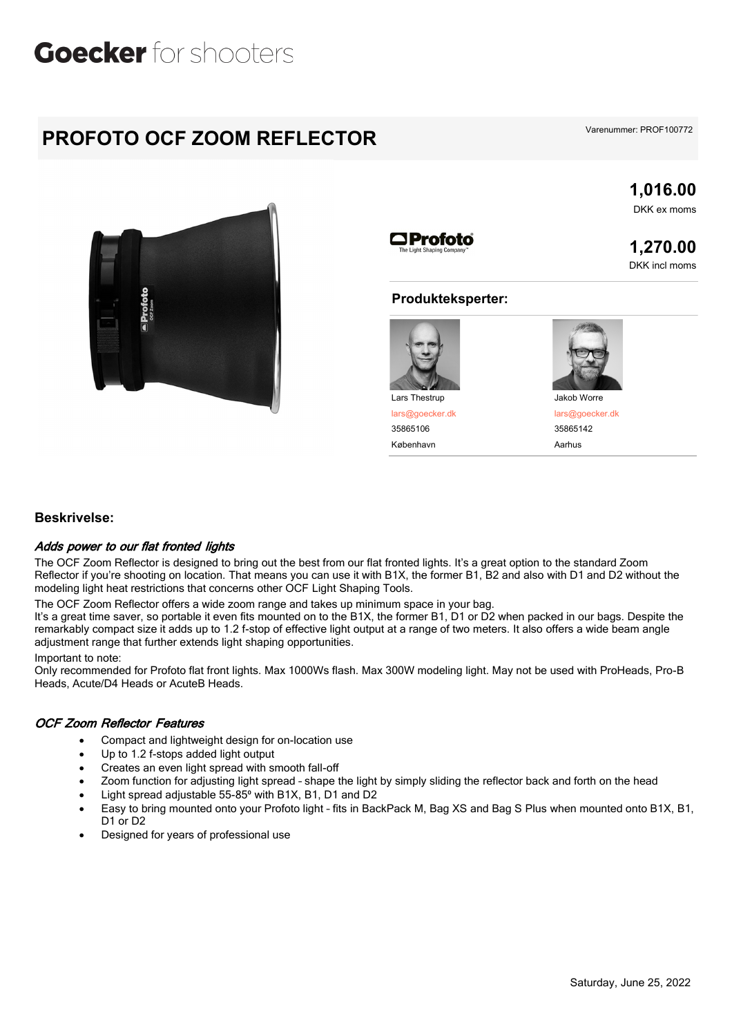Goecker for shooters

# PROFOTO OCF ZOOM REFLECTOR

Varenummer: PROF100772

**1,016.00**
DKK ex moms

**1,270.00**
DKK incl moms

## Produkteksperter:

| Lars Thestrup | Jakob Worre |
| --- | --- |
| lars@goecker.dk | lars@goecker.dk |
| 35865106 | 35865142 |
| København | Aarhus |

## Beskrivelse:

### *Adds power to our flat fronted lights*

The OCF Zoom Reflector is designed to bring out the best from our flat fronted lights. It's a great option to the standard Zoom Reflector if you're shooting on location. That means you can use it with B1X, the former B1, B2 and also with D1 and D2 without the modeling light heat restrictions that concerns other OCF Light Shaping Tools.

The OCF Zoom Reflector offers a wide zoom range and takes up minimum space in your bag.
It's a great time saver, so portable it even fits mounted on to the B1X, the former B1, D1 or D2 when packed in our bags. Despite the remarkably compact size it adds up to 1.2 f-stop of effective light output at a range of two meters. It also offers a wide beam angle adjustment range that further extends light shaping opportunities.

Important to note:
Only recommended for Profoto flat front lights. Max 1000Ws flash. Max 300W modeling light. May not be used with ProHeads, Pro-B Heads, Acute/D4 Heads or AcuteB Heads.

### *OCF Zoom Reflector Features*

- Compact and lightweight design for on-location use
- Up to 1.2 f-stops added light output
- Creates an even light spread with smooth fall-off
- Zoom function for adjusting light spread - shape the light by simply sliding the reflector back and forth on the head
- Light spread adjustable 55-85º with B1X, B1, D1 and D2
- Easy to bring mounted onto your Profoto light - fits in BackPack M, Bag XS and Bag S Plus when mounted onto B1X, B1, D1 or D2
- Designed for years of professional use

Saturday, June 25, 2022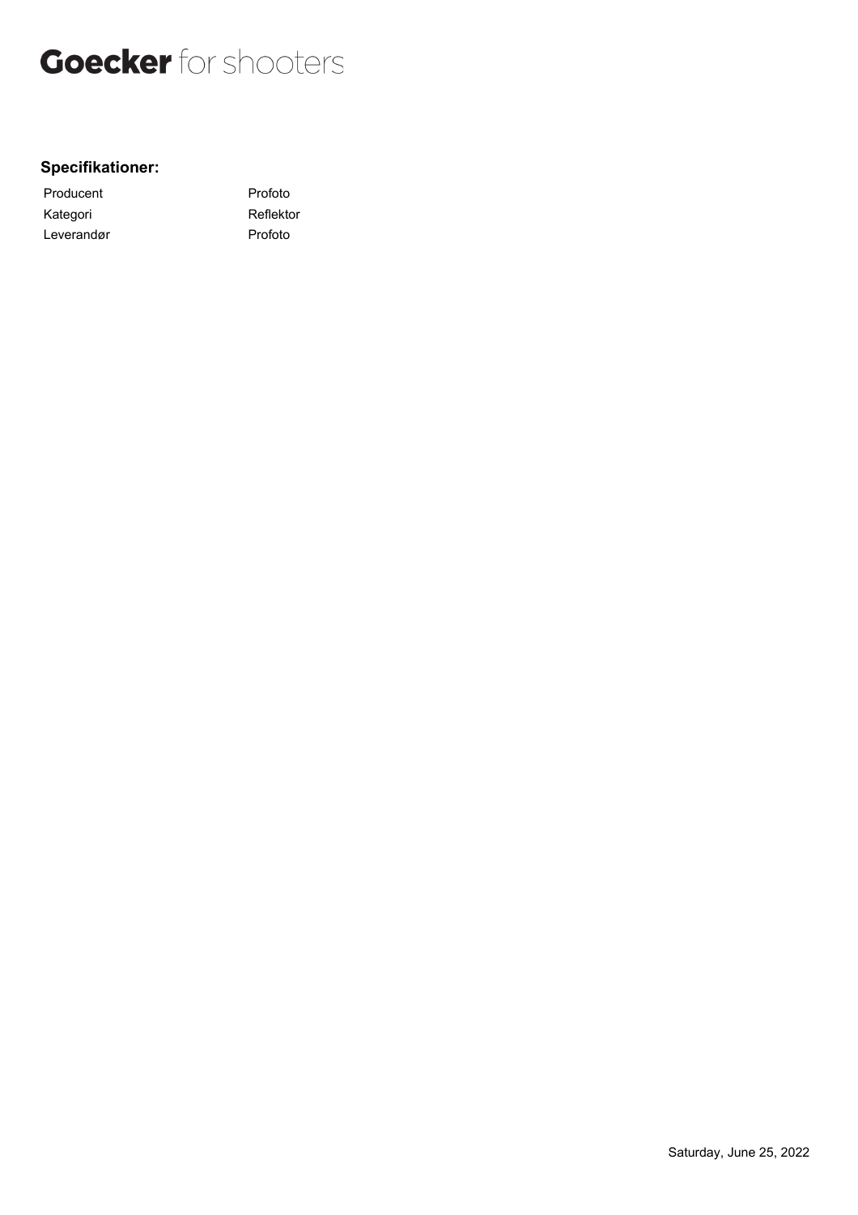**Goecker** for shooters

### Specifikationer:

| | |
|---|---|
| Producent | Profoto |
| Kategori | Reflektor |
| Leverandør | Profoto |

Saturday, June 25, 2022